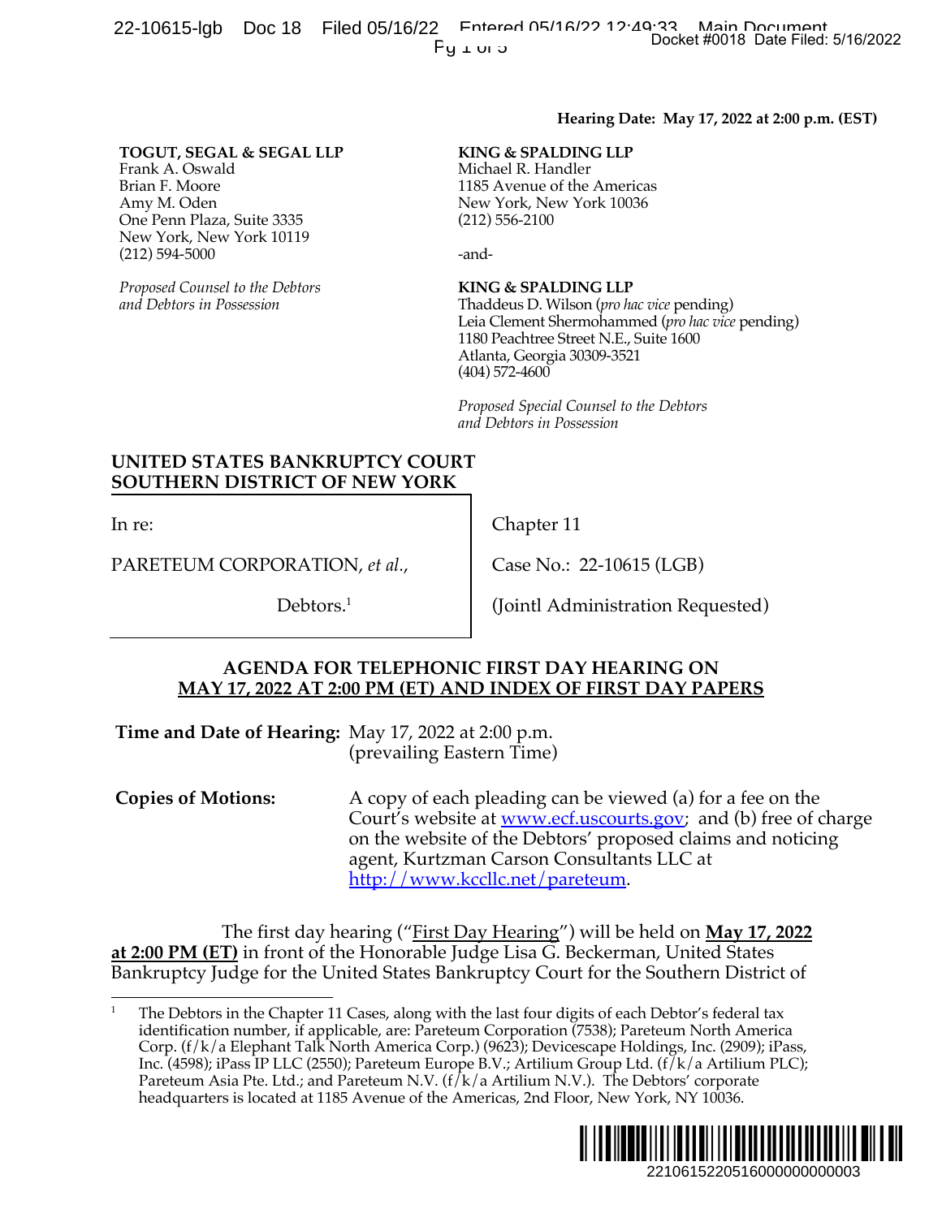Hearing Date: May 17, 2022 at 2:00 p.m. (EST)

**TOGUT, SEGAL & SEGAL LLP**
Frank A. Oswald
Brian F. Moore
Amy M. Oden
One Penn Plaza, Suite 3335
New York, New York 10119
(212) 594-5000

*Proposed Counsel to the Debtors and Debtors in Possession*

**KING & SPALDING LLP**
Michael R. Handler
1185 Avenue of the Americas
New York, New York 10036
(212) 556-2100

-and-

**KING & SPALDING LLP**
Thaddeus D. Wilson (*pro hac vice* pending)
Leia Clement Shermohammed (*pro hac vice* pending)
1180 Peachtree Street N.E., Suite 1600
Atlanta, Georgia 30309-3521
(404) 572-4600

*Proposed Special Counsel to the Debtors and Debtors in Possession*

**UNITED STATES BANKRUPTCY COURT**
**SOUTHERN DISTRICT OF NEW YORK**

| | |
|---|---|
| In re: | Chapter 11 |
| PARETEUM CORPORATION, *et al.*, | Case No.: 22-10615 (LGB) |
| Debtors.[1] | (Jointl Administration Requested) |

**AGENDA FOR TELEPHONIC FIRST DAY HEARING ON MAY 17, 2022 AT 2:00 PM (ET) AND INDEX OF FIRST DAY PAPERS**

**Time and Date of Hearing:** May 17, 2022 at 2:00 p.m. (prevailing Eastern Time)

**Copies of Motions:** A copy of each pleading can be viewed (a) for a fee on the Court's website at www.ecf.uscourts.gov; and (b) free of charge on the website of the Debtors' proposed claims and noticing agent, Kurtzman Carson Consultants LLC at http://www.kccllc.net/pareteum.

The first day hearing ("First Day Hearing") will be held on **May 17, 2022 at 2:00 PM (ET)** in front of the Honorable Judge Lisa G. Beckerman, United States Bankruptcy Judge for the United States Bankruptcy Court for the Southern District of

---

[1] The Debtors in the Chapter 11 Cases, along with the last four digits of each Debtor's federal tax identification number, if applicable, are: Pareteum Corporation (7538); Pareteum North America Corp. (f/k/a Elephant Talk North America Corp.) (9623); Devicescape Holdings, Inc. (2909); iPass, Inc. (4598); iPass IP LLC (2550); Pareteum Europe B.V.; Artilium Group Ltd. (f/k/a Artilium PLC); Pareteum Asia Pte. Ltd.; and Pareteum N.V. (f/k/a Artilium N.V.). The Debtors' corporate headquarters is located at 1185 Avenue of the Americas, 2nd Floor, New York, NY 10036.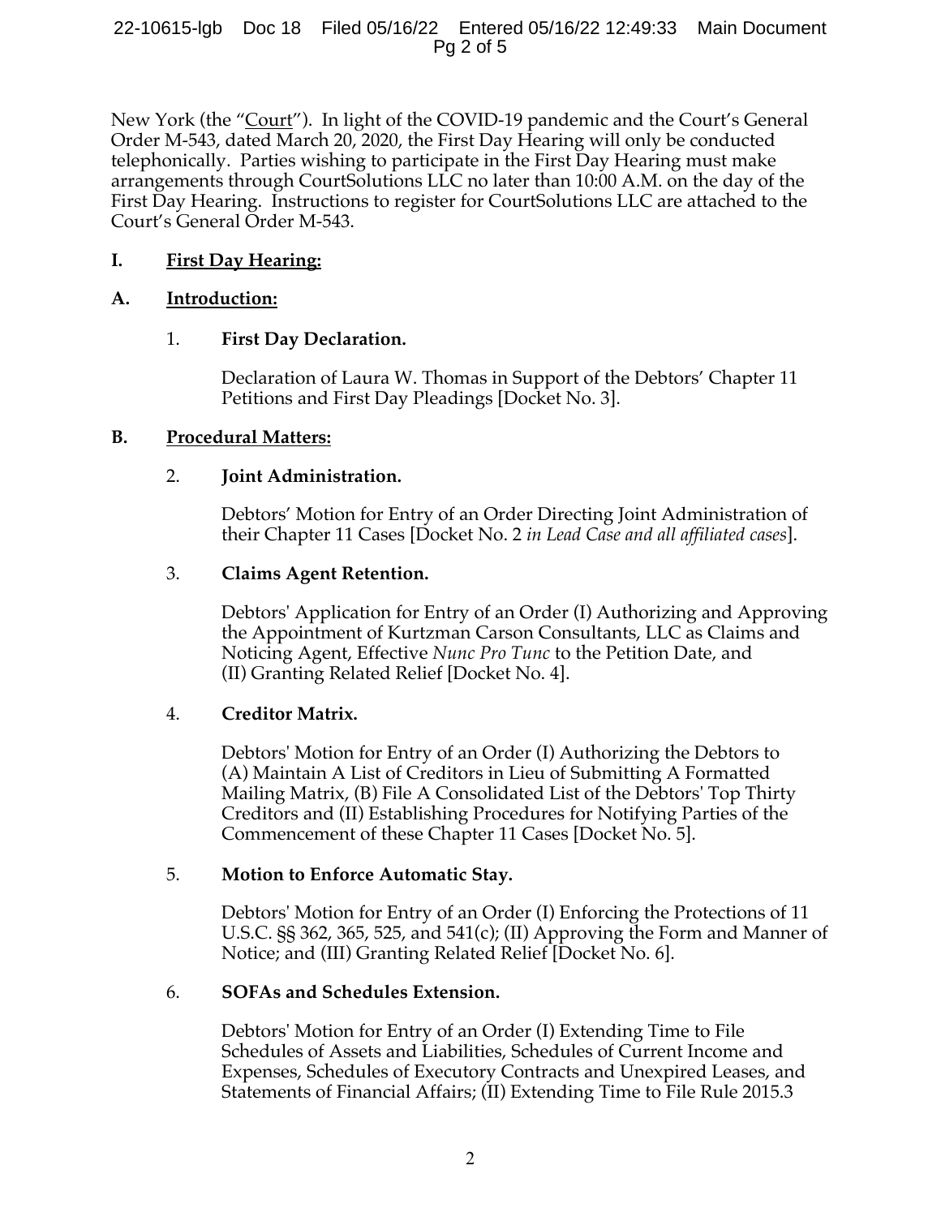New York (the "Court"). In light of the COVID-19 pandemic and the Court's General Order M-543, dated March 20, 2020, the First Day Hearing will only be conducted telephonically. Parties wishing to participate in the First Day Hearing must make arrangements through CourtSolutions LLC no later than 10:00 A.M. on the day of the First Day Hearing. Instructions to register for CourtSolutions LLC are attached to the Court's General Order M-543.

## I. First Day Hearing:

### A. Introduction:

1. **First Day Declaration.**

   Declaration of Laura W. Thomas in Support of the Debtors' Chapter 11 Petitions and First Day Pleadings [Docket No. 3].

### B. Procedural Matters:

2. **Joint Administration.**

   Debtors' Motion for Entry of an Order Directing Joint Administration of their Chapter 11 Cases [Docket No. 2 *in Lead Case and all affiliated cases*].

3. **Claims Agent Retention.**

   Debtors' Application for Entry of an Order (I) Authorizing and Approving the Appointment of Kurtzman Carson Consultants, LLC as Claims and Noticing Agent, Effective *Nunc Pro Tunc* to the Petition Date, and (II) Granting Related Relief [Docket No. 4].

4. **Creditor Matrix.**

   Debtors' Motion for Entry of an Order (I) Authorizing the Debtors to (A) Maintain A List of Creditors in Lieu of Submitting A Formatted Mailing Matrix, (B) File A Consolidated List of the Debtors' Top Thirty Creditors and (II) Establishing Procedures for Notifying Parties of the Commencement of these Chapter 11 Cases [Docket No. 5].

5. **Motion to Enforce Automatic Stay.**

   Debtors' Motion for Entry of an Order (I) Enforcing the Protections of 11 U.S.C. §§ 362, 365, 525, and 541(c); (II) Approving the Form and Manner of Notice; and (III) Granting Related Relief [Docket No. 6].

6. **SOFAs and Schedules Extension.**

   Debtors' Motion for Entry of an Order (I) Extending Time to File Schedules of Assets and Liabilities, Schedules of Current Income and Expenses, Schedules of Executory Contracts and Unexpired Leases, and Statements of Financial Affairs; (II) Extending Time to File Rule 2015.3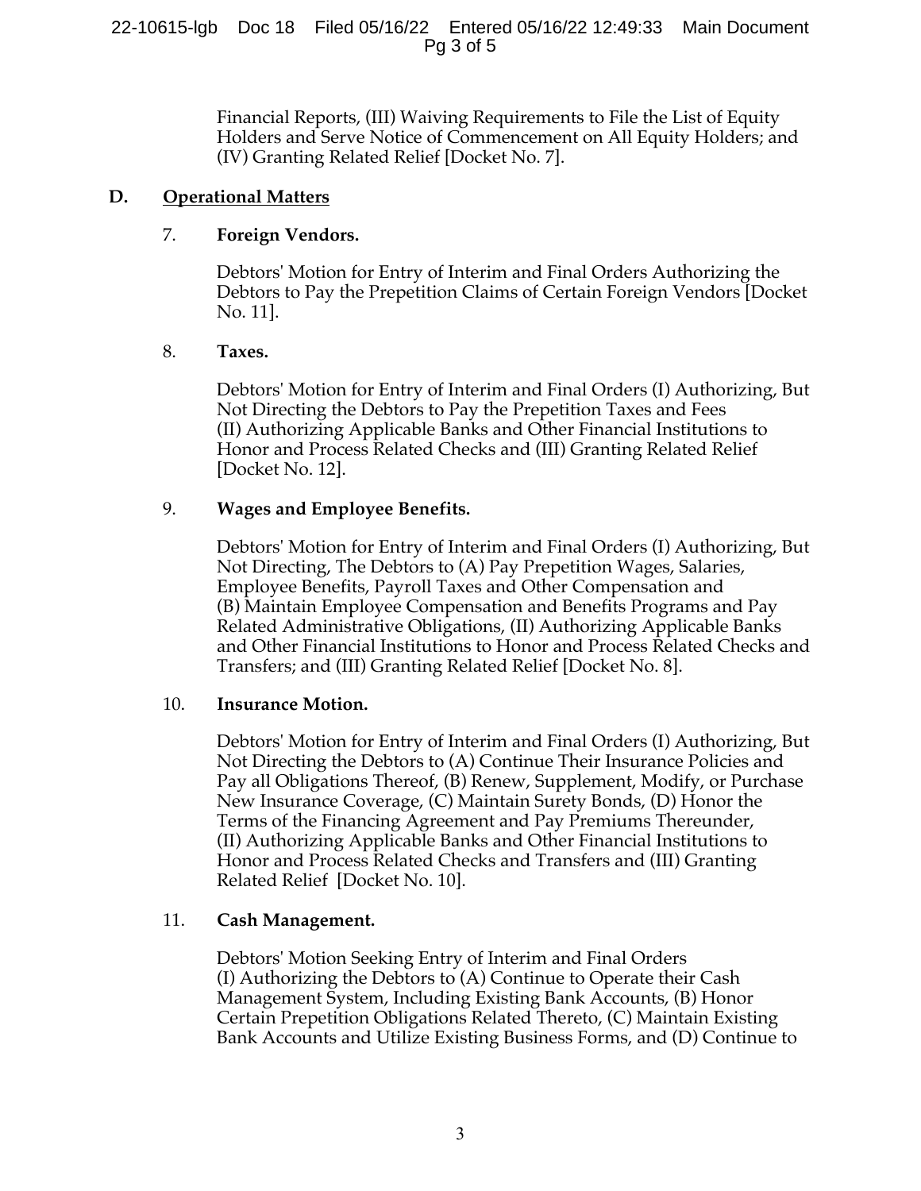Financial Reports, (III) Waiving Requirements to File the List of Equity Holders and Serve Notice of Commencement on All Equity Holders; and (IV) Granting Related Relief [Docket No. 7].

**D. <u>Operational Matters</u>**

7. **Foreign Vendors.**

   Debtors' Motion for Entry of Interim and Final Orders Authorizing the Debtors to Pay the Prepetition Claims of Certain Foreign Vendors [Docket No. 11].

8. **Taxes.**

   Debtors' Motion for Entry of Interim and Final Orders (I) Authorizing, But Not Directing the Debtors to Pay the Prepetition Taxes and Fees (II) Authorizing Applicable Banks and Other Financial Institutions to Honor and Process Related Checks and (III) Granting Related Relief [Docket No. 12].

9. **Wages and Employee Benefits.**

   Debtors' Motion for Entry of Interim and Final Orders (I) Authorizing, But Not Directing, The Debtors to (A) Pay Prepetition Wages, Salaries, Employee Benefits, Payroll Taxes and Other Compensation and (B) Maintain Employee Compensation and Benefits Programs and Pay Related Administrative Obligations, (II) Authorizing Applicable Banks and Other Financial Institutions to Honor and Process Related Checks and Transfers; and (III) Granting Related Relief [Docket No. 8].

10. **Insurance Motion.**

    Debtors' Motion for Entry of Interim and Final Orders (I) Authorizing, But Not Directing the Debtors to (A) Continue Their Insurance Policies and Pay all Obligations Thereof, (B) Renew, Supplement, Modify, or Purchase New Insurance Coverage, (C) Maintain Surety Bonds, (D) Honor the Terms of the Financing Agreement and Pay Premiums Thereunder, (II) Authorizing Applicable Banks and Other Financial Institutions to Honor and Process Related Checks and Transfers and (III) Granting Related Relief [Docket No. 10].

11. **Cash Management.**

    Debtors' Motion Seeking Entry of Interim and Final Orders (I) Authorizing the Debtors to (A) Continue to Operate their Cash Management System, Including Existing Bank Accounts, (B) Honor Certain Prepetition Obligations Related Thereto, (C) Maintain Existing Bank Accounts and Utilize Existing Business Forms, and (D) Continue to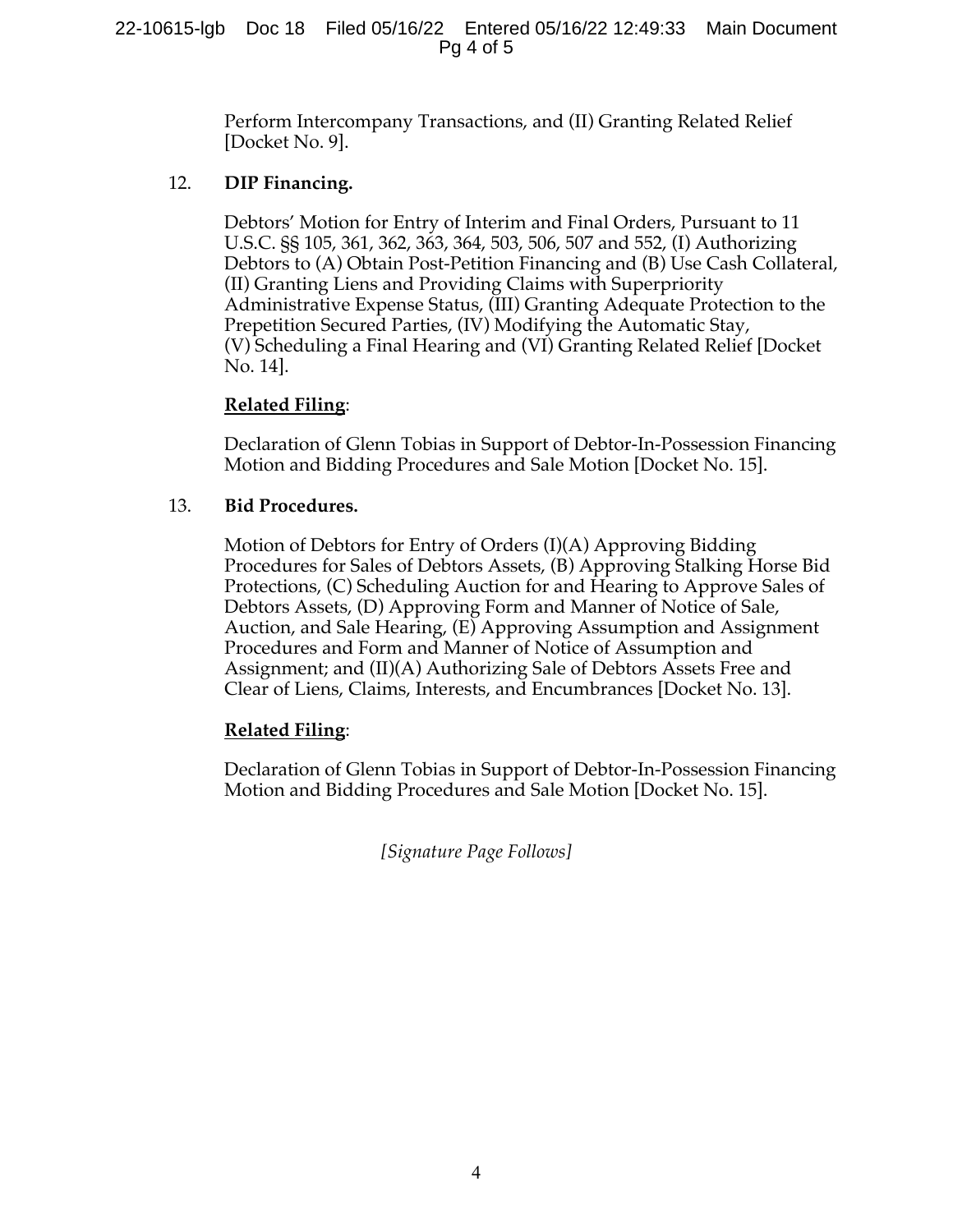Perform Intercompany Transactions, and (II) Granting Related Relief [Docket No. 9].

12. **DIP Financing.**

Debtors' Motion for Entry of Interim and Final Orders, Pursuant to 11 U.S.C. §§ 105, 361, 362, 363, 364, 503, 506, 507 and 552, (I) Authorizing Debtors to (A) Obtain Post-Petition Financing and (B) Use Cash Collateral, (II) Granting Liens and Providing Claims with Superpriority Administrative Expense Status, (III) Granting Adequate Protection to the Prepetition Secured Parties, (IV) Modifying the Automatic Stay, (V) Scheduling a Final Hearing and (VI) Granting Related Relief [Docket No. 14].

**Related Filing**:

Declaration of Glenn Tobias in Support of Debtor-In-Possession Financing Motion and Bidding Procedures and Sale Motion [Docket No. 15].

13. **Bid Procedures.**

Motion of Debtors for Entry of Orders (I)(A) Approving Bidding Procedures for Sales of Debtors Assets, (B) Approving Stalking Horse Bid Protections, (C) Scheduling Auction for and Hearing to Approve Sales of Debtors Assets, (D) Approving Form and Manner of Notice of Sale, Auction, and Sale Hearing, (E) Approving Assumption and Assignment Procedures and Form and Manner of Notice of Assumption and Assignment; and (II)(A) Authorizing Sale of Debtors Assets Free and Clear of Liens, Claims, Interests, and Encumbrances [Docket No. 13].

**Related Filing**:

Declaration of Glenn Tobias in Support of Debtor-In-Possession Financing Motion and Bidding Procedures and Sale Motion [Docket No. 15].

*[Signature Page Follows]*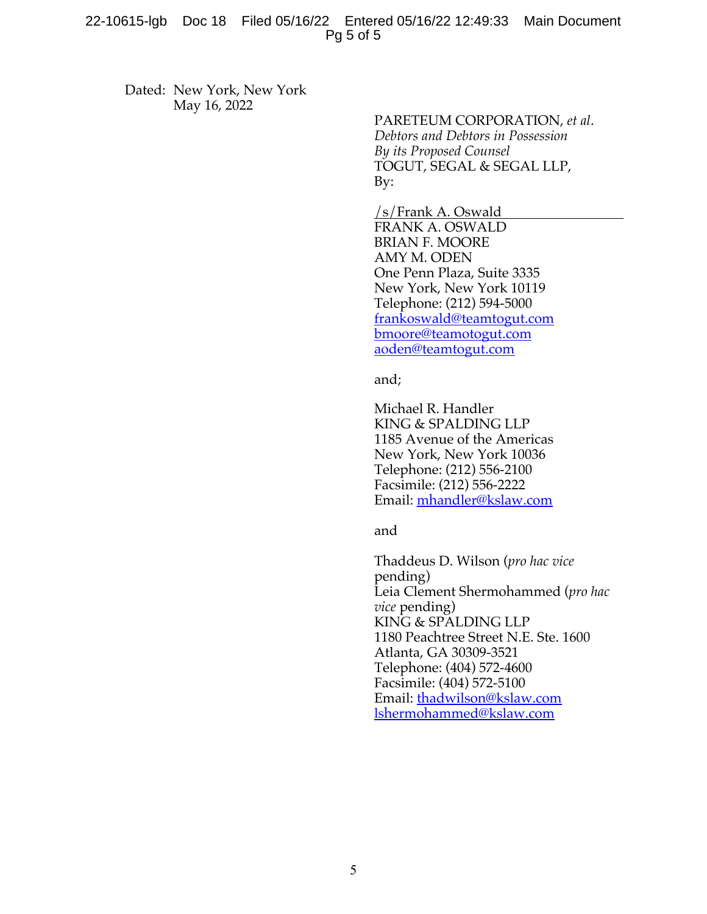Dated: New York, New York
May 16, 2022

PARETEUM CORPORATION, *et al*.
*Debtors and Debtors in Possession*
*By its Proposed Counsel*
TOGUT, SEGAL & SEGAL LLP,
By:

/s/Frank A. Oswald
FRANK A. OSWALD
BRIAN F. MOORE
AMY M. ODEN
One Penn Plaza, Suite 3335
New York, New York 10119
Telephone: (212) 594-5000
frankoswald@teamtogut.com
bmoore@teamotogut.com
aoden@teamtogut.com

and;

Michael R. Handler
KING & SPALDING LLP
1185 Avenue of the Americas
New York, New York 10036
Telephone: (212) 556-2100
Facsimile: (212) 556-2222
Email: mhandler@kslaw.com

and

Thaddeus D. Wilson (*pro hac vice* pending)
Leia Clement Shermohammed (*pro hac vice* pending)
KING & SPALDING LLP
1180 Peachtree Street N.E. Ste. 1600
Atlanta, GA 30309-3521
Telephone: (404) 572-4600
Facsimile: (404) 572-5100
Email: thadwilson@kslaw.com
lshermohammed@kslaw.com